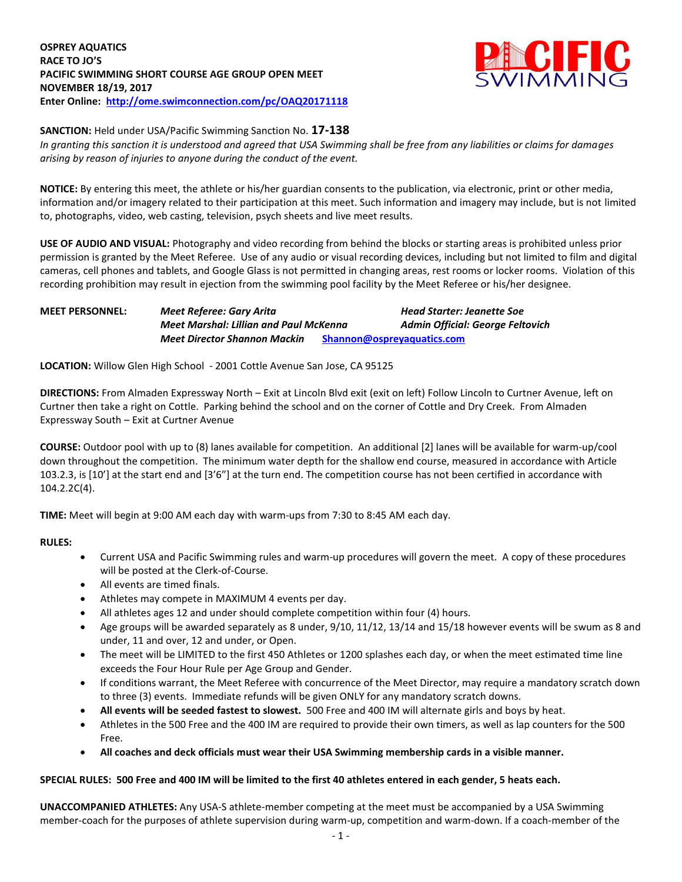**OSPREY AQUATICS**
**RACE TO JO'S**
**PACIFIC SWIMMING SHORT COURSE AGE GROUP OPEN MEET**
**NOVEMBER 18/19, 2017**
**Enter Online: [http://ome.swimconnection.com/pc/OAQ20171118](http://ome.swimconnection.com/pc/OAQ20171118)**

**SANCTION:** Held under USA/Pacific Swimming Sanction No. **17-138**
*In granting this sanction it is understood and agreed that USA Swimming shall be free from any liabilities or claims for damages arising by reason of injuries to anyone during the conduct of the event.*

**NOTICE:** By entering this meet, the athlete or his/her guardian consents to the publication, via electronic, print or other media, information and/or imagery related to their participation at this meet. Such information and imagery may include, but is not limited to, photographs, video, web casting, television, psych sheets and live meet results.

**USE OF AUDIO AND VISUAL:** Photography and video recording from behind the blocks or starting areas is prohibited unless prior permission is granted by the Meet Referee. Use of any audio or visual recording devices, including but not limited to film and digital cameras, cell phones and tablets, and Google Glass is not permitted in changing areas, rest rooms or locker rooms. Violation of this recording prohibition may result in ejection from the swimming pool facility by the Meet Referee or his/her designee.

**MEET PERSONNEL:**
*Meet Referee: Gary Arita* — *Head Starter: Jeanette Soe*
*Meet Marshal: Lillian and Paul McKenna* — *Admin Official: George Feltovich*
*Meet Director Shannon Mackin* [Shannon@ospreyaquatics.com](mailto:Shannon@ospreyaquatics.com)

**LOCATION:** Willow Glen High School - 2001 Cottle Avenue San Jose, CA 95125

**DIRECTIONS:** From Almaden Expressway North – Exit at Lincoln Blvd exit (exit on left) Follow Lincoln to Curtner Avenue, left on Curtner then take a right on Cottle. Parking behind the school and on the corner of Cottle and Dry Creek. From Almaden Expressway South – Exit at Curtner Avenue

**COURSE:** Outdoor pool with up to (8) lanes available for competition. An additional [2] lanes will be available for warm-up/cool down throughout the competition. The minimum water depth for the shallow end course, measured in accordance with Article 103.2.3, is [10'] at the start end and [3'6"] at the turn end. The competition course has not been certified in accordance with 104.2.2C(4).

**TIME:** Meet will begin at 9:00 AM each day with warm-ups from 7:30 to 8:45 AM each day.

**RULES:**

- Current USA and Pacific Swimming rules and warm-up procedures will govern the meet. A copy of these procedures will be posted at the Clerk-of-Course.
- All events are timed finals.
- Athletes may compete in MAXIMUM 4 events per day.
- All athletes ages 12 and under should complete competition within four (4) hours.
- Age groups will be awarded separately as 8 under, 9/10, 11/12, 13/14 and 15/18 however events will be swum as 8 and under, 11 and over, 12 and under, or Open.
- The meet will be LIMITED to the first 450 Athletes or 1200 splashes each day, or when the meet estimated time line exceeds the Four Hour Rule per Age Group and Gender.
- If conditions warrant, the Meet Referee with concurrence of the Meet Director, may require a mandatory scratch down to three (3) events. Immediate refunds will be given ONLY for any mandatory scratch downs.
- **All events will be seeded fastest to slowest.** 500 Free and 400 IM will alternate girls and boys by heat.
- Athletes in the 500 Free and the 400 IM are required to provide their own timers, as well as lap counters for the 500 Free.
- **All coaches and deck officials must wear their USA Swimming membership cards in a visible manner.**

**SPECIAL RULES: 500 Free and 400 IM will be limited to the first 40 athletes entered in each gender, 5 heats each.**

**UNACCOMPANIED ATHLETES:** Any USA-S athlete-member competing at the meet must be accompanied by a USA Swimming member-coach for the purposes of athlete supervision during warm-up, competition and warm-down. If a coach-member of the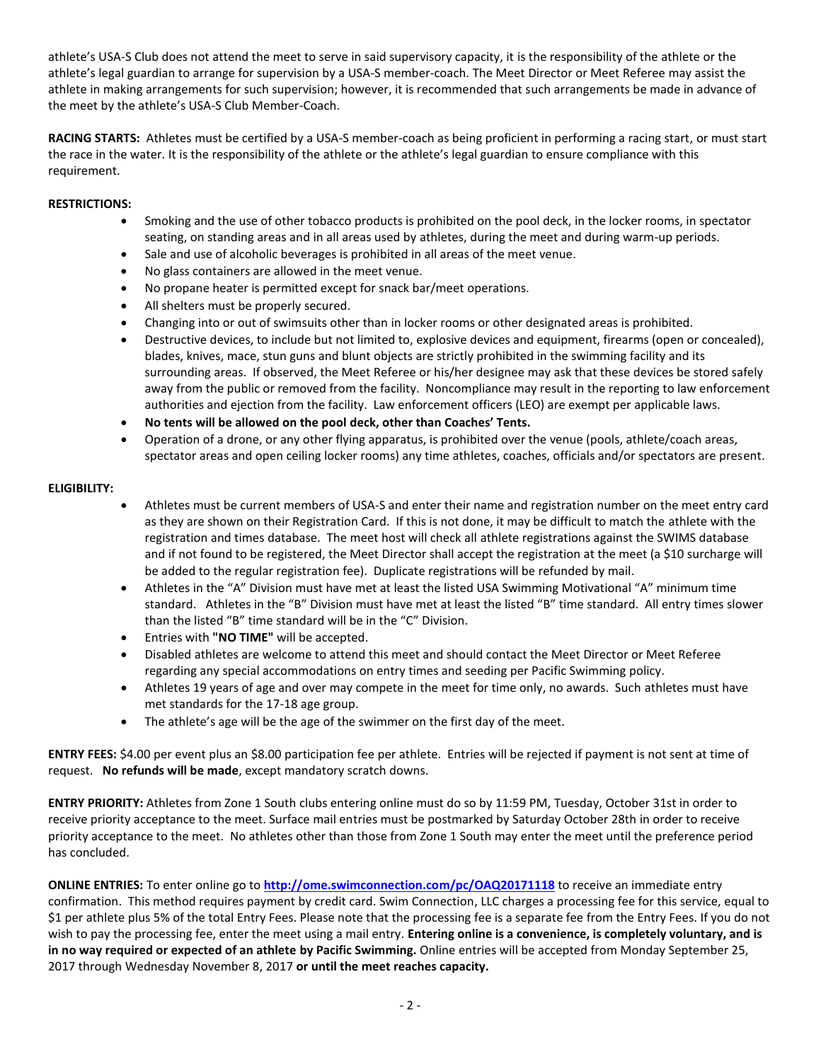athlete's USA-S Club does not attend the meet to serve in said supervisory capacity, it is the responsibility of the athlete or the athlete's legal guardian to arrange for supervision by a USA-S member-coach. The Meet Director or Meet Referee may assist the athlete in making arrangements for such supervision; however, it is recommended that such arrangements be made in advance of the meet by the athlete's USA-S Club Member-Coach.

**RACING STARTS:** Athletes must be certified by a USA-S member-coach as being proficient in performing a racing start, or must start the race in the water. It is the responsibility of the athlete or the athlete's legal guardian to ensure compliance with this requirement.

**RESTRICTIONS:**

- Smoking and the use of other tobacco products is prohibited on the pool deck, in the locker rooms, in spectator seating, on standing areas and in all areas used by athletes, during the meet and during warm-up periods.
- Sale and use of alcoholic beverages is prohibited in all areas of the meet venue.
- No glass containers are allowed in the meet venue.
- No propane heater is permitted except for snack bar/meet operations.
- All shelters must be properly secured.
- Changing into or out of swimsuits other than in locker rooms or other designated areas is prohibited.
- Destructive devices, to include but not limited to, explosive devices and equipment, firearms (open or concealed), blades, knives, mace, stun guns and blunt objects are strictly prohibited in the swimming facility and its surrounding areas. If observed, the Meet Referee or his/her designee may ask that these devices be stored safely away from the public or removed from the facility. Noncompliance may result in the reporting to law enforcement authorities and ejection from the facility. Law enforcement officers (LEO) are exempt per applicable laws.
- **No tents will be allowed on the pool deck, other than Coaches' Tents.**
- Operation of a drone, or any other flying apparatus, is prohibited over the venue (pools, athlete/coach areas, spectator areas and open ceiling locker rooms) any time athletes, coaches, officials and/or spectators are present.

**ELIGIBILITY:**

- Athletes must be current members of USA-S and enter their name and registration number on the meet entry card as they are shown on their Registration Card. If this is not done, it may be difficult to match the athlete with the registration and times database. The meet host will check all athlete registrations against the SWIMS database and if not found to be registered, the Meet Director shall accept the registration at the meet (a $10 surcharge will be added to the regular registration fee). Duplicate registrations will be refunded by mail.
- Athletes in the "A" Division must have met at least the listed USA Swimming Motivational "A" minimum time standard. Athletes in the "B" Division must have met at least the listed "B" time standard. All entry times slower than the listed "B" time standard will be in the "C" Division.
- Entries with **"NO TIME"** will be accepted.
- Disabled athletes are welcome to attend this meet and should contact the Meet Director or Meet Referee regarding any special accommodations on entry times and seeding per Pacific Swimming policy.
- Athletes 19 years of age and over may compete in the meet for time only, no awards. Such athletes must have met standards for the 17-18 age group.
- The athlete's age will be the age of the swimmer on the first day of the meet.

**ENTRY FEES:** $4.00 per event plus an $8.00 participation fee per athlete. Entries will be rejected if payment is not sent at time of request. **No refunds will be made**, except mandatory scratch downs.

**ENTRY PRIORITY:** Athletes from Zone 1 South clubs entering online must do so by 11:59 PM, Tuesday, October 31st in order to receive priority acceptance to the meet. Surface mail entries must be postmarked by Saturday October 28th in order to receive priority acceptance to the meet. No athletes other than those from Zone 1 South may enter the meet until the preference period has concluded.

**ONLINE ENTRIES:** To enter online go to **http://ome.swimconnection.com/pc/OAQ20171118** to receive an immediate entry confirmation. This method requires payment by credit card. Swim Connection, LLC charges a processing fee for this service, equal to $1 per athlete plus 5% of the total Entry Fees. Please note that the processing fee is a separate fee from the Entry Fees. If you do not wish to pay the processing fee, enter the meet using a mail entry. **Entering online is a convenience, is completely voluntary, and is in no way required or expected of an athlete by Pacific Swimming.** Online entries will be accepted from Monday September 25, 2017 through Wednesday November 8, 2017 **or until the meet reaches capacity.**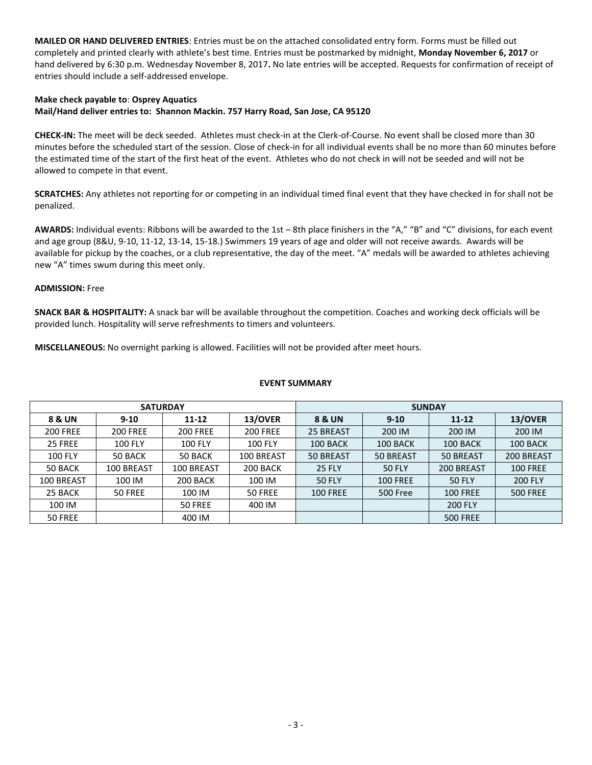**MAILED OR HAND DELIVERED ENTRIES**: Entries must be on the attached consolidated entry form. Forms must be filled out completely and printed clearly with athlete's best time. Entries must be postmarked by midnight, **Monday November 6, 2017** or hand delivered by 6:30 p.m. Wednesday November 8, 2017**.** No late entries will be accepted. Requests for confirmation of receipt of entries should include a self-addressed envelope.

**Make check payable to**: **Osprey Aquatics**
**Mail/Hand deliver entries to: Shannon Mackin. 757 Harry Road, San Jose, CA 95120**

**CHECK-IN:** The meet will be deck seeded. Athletes must check-in at the Clerk-of-Course. No event shall be closed more than 30 minutes before the scheduled start of the session. Close of check-in for all individual events shall be no more than 60 minutes before the estimated time of the start of the first heat of the event. Athletes who do not check in will not be seeded and will not be allowed to compete in that event.

**SCRATCHES:** Any athletes not reporting for or competing in an individual timed final event that they have checked in for shall not be penalized.

**AWARDS:** Individual events: Ribbons will be awarded to the 1st – 8th place finishers in the "A," "B" and "C" divisions, for each event and age group (8&U, 9-10, 11-12, 13-14, 15-18.) Swimmers 19 years of age and older will not receive awards. Awards will be available for pickup by the coaches, or a club representative, the day of the meet. "A" medals will be awarded to athletes achieving new "A" times swum during this meet only.

**ADMISSION:** Free

**SNACK BAR & HOSPITALITY:** A snack bar will be available throughout the competition. Coaches and working deck officials will be provided lunch. Hospitality will serve refreshments to timers and volunteers.

**MISCELLANEOUS:** No overnight parking is allowed. Facilities will not be provided after meet hours.

**EVENT SUMMARY**

| SATURDAY | | | | SUNDAY | | | |
|---|---|---|---|---|---|---|---|
| **8 & UN** | **9-10** | **11-12** | **13/OVER** | **8 & UN** | **9-10** | **11-12** | **13/OVER** |
| 200 FREE | 200 FREE | 200 FREE | 200 FREE | 25 BREAST | 200 IM | 200 IM | 200 IM |
| 25 FREE | 100 FLY | 100 FLY | 100 FLY | 100 BACK | 100 BACK | 100 BACK | 100 BACK |
| 100 FLY | 50 BACK | 50 BACK | 100 BREAST | 50 BREAST | 50 BREAST | 50 BREAST | 200 BREAST |
| 50 BACK | 100 BREAST | 100 BREAST | 200 BACK | 25 FLY | 50 FLY | 200 BREAST | 100 FREE |
| 100 BREAST | 100 IM | 200 BACK | 100 IM | 50 FLY | 100 FREE | 50 FLY | 200 FLY |
| 25 BACK | 50 FREE | 100 IM | 50 FREE | 100 FREE | 500 Free | 100 FREE | 500 FREE |
| 100 IM | | 50 FREE | 400 IM | | | 200 FLY | |
| 50 FREE | | 400 IM | | | | 500 FREE | |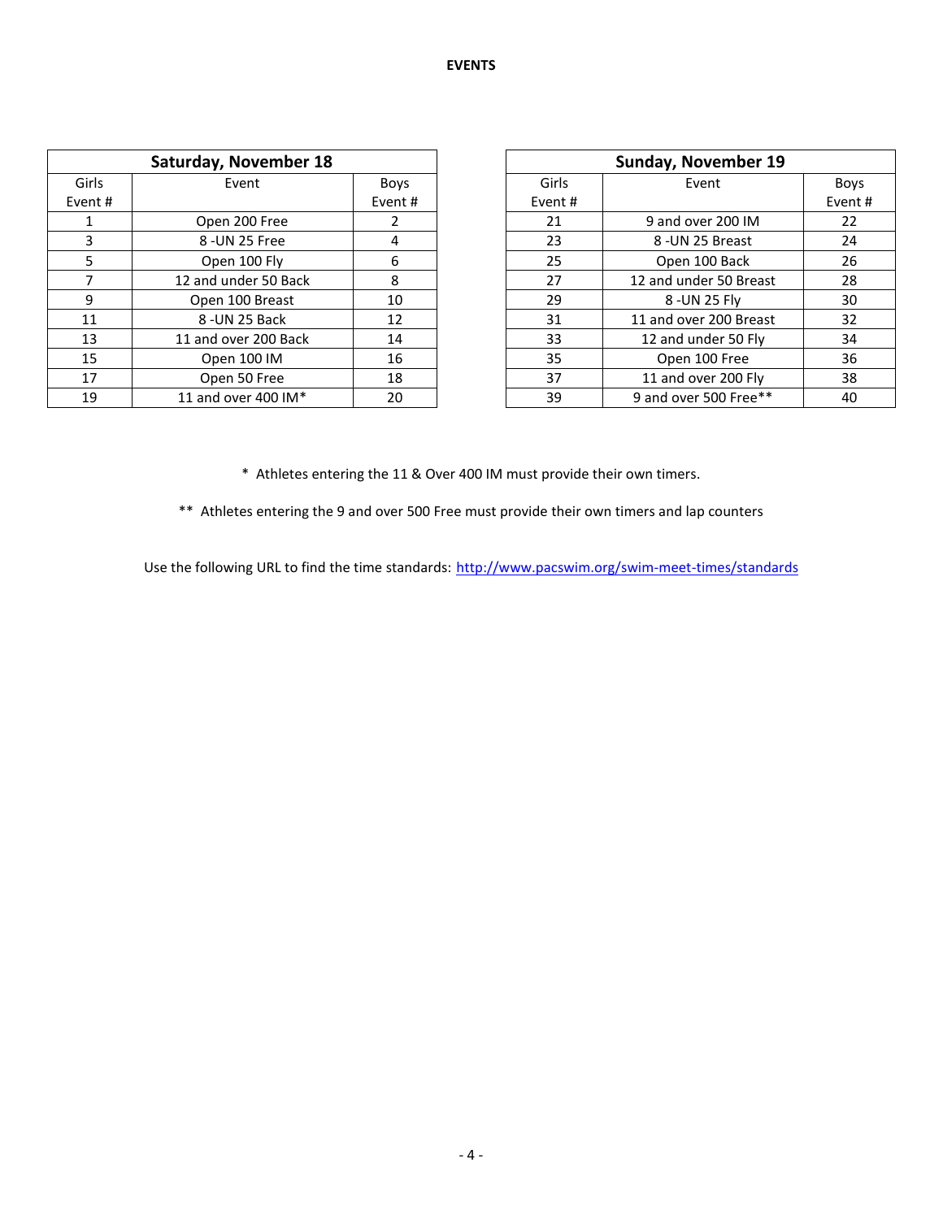# EVENTS

| Saturday, November 18 | | |
|---|---|---|
| Girls Event # | Event | Boys Event # |
| 1 | Open 200 Free | 2 |
| 3 | 8 -UN 25 Free | 4 |
| 5 | Open 100 Fly | 6 |
| 7 | 12 and under 50 Back | 8 |
| 9 | Open 100 Breast | 10 |
| 11 | 8 -UN 25 Back | 12 |
| 13 | 11 and over 200 Back | 14 |
| 15 | Open 100 IM | 16 |
| 17 | Open 50 Free | 18 |
| 19 | 11 and over 400 IM* | 20 |

| Sunday, November 19 | | |
|---|---|---|
| Girls Event # | Event | Boys Event # |
| 21 | 9 and over 200 IM | 22 |
| 23 | 8 -UN 25 Breast | 24 |
| 25 | Open 100 Back | 26 |
| 27 | 12 and under 50 Breast | 28 |
| 29 | 8 -UN 25 Fly | 30 |
| 31 | 11 and over 200 Breast | 32 |
| 33 | 12 and under 50 Fly | 34 |
| 35 | Open 100 Free | 36 |
| 37 | 11 and over 200 Fly | 38 |
| 39 | 9 and over 500 Free** | 40 |

\* Athletes entering the 11 & Over 400 IM must provide their own timers.

\*\* Athletes entering the 9 and over 500 Free must provide their own timers and lap counters

Use the following URL to find the time standards: http://www.pacswim.org/swim-meet-times/standards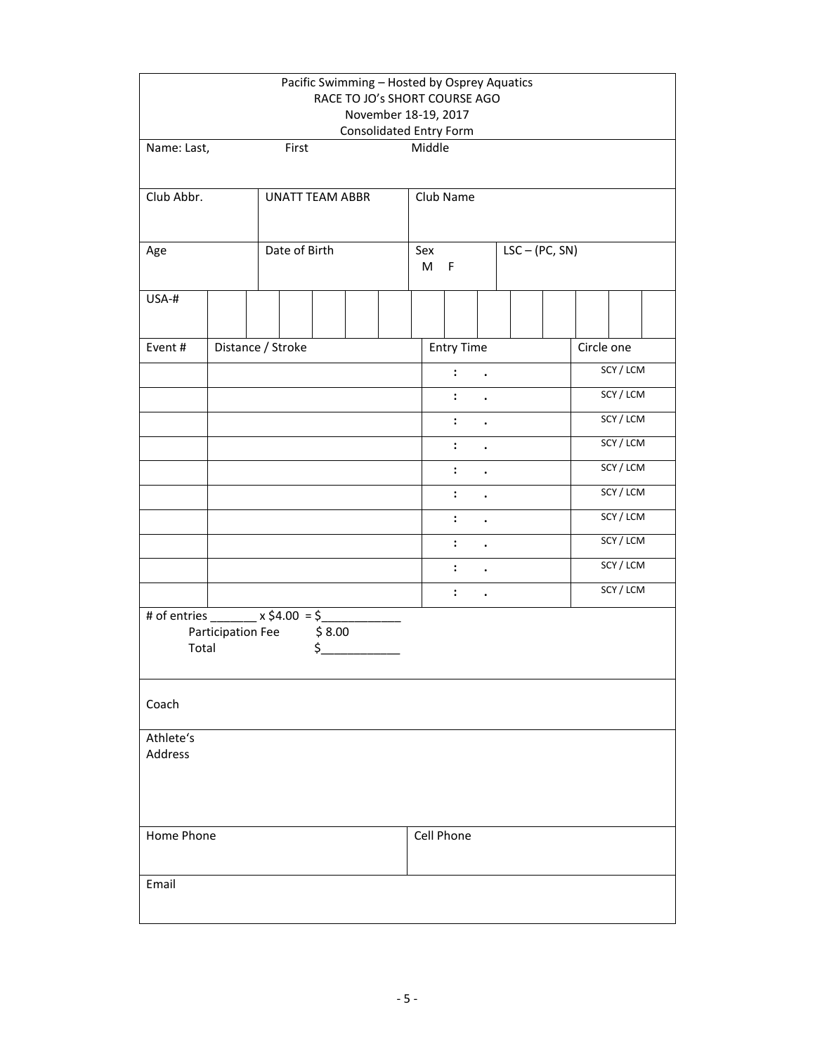Pacific Swimming – Hosted by Osprey Aquatics
RACE TO JO's SHORT COURSE AGO
November 18-19, 2017
Consolidated Entry Form

| | | | |
|---|---|---|---|
| Name: Last, | First | Middle | |
| Club Abbr. | UNATT TEAM ABBR | Club Name | |
| Age | Date of Birth | Sex M F | LSC – (PC, SN) |

| | | | | | | | | | | | | | | |
|---|---|---|---|---|---|---|---|---|---|---|---|---|---|---|
| USA-# | | | | | | | | | | | | | | |

| Event # | Distance / Stroke | Entry Time | Circle one |
|---|---|---|---|
| | | : . | SCY / LCM |
| | | : . | SCY / LCM |
| | | : . | SCY / LCM |
| | | : . | SCY / LCM |
| | | : . | SCY / LCM |
| | | : . | SCY / LCM |
| | | : . | SCY / LCM |
| | | : . | SCY / LCM |
| | | : . | SCY / LCM |
| | | : . | SCY / LCM |

# of entries _______ x $4.00 = $____________
Participation Fee $ 8.00
Total $____________

Coach

Athlete's Address

| | |
|---|---|
| Home Phone | Cell Phone |

Email